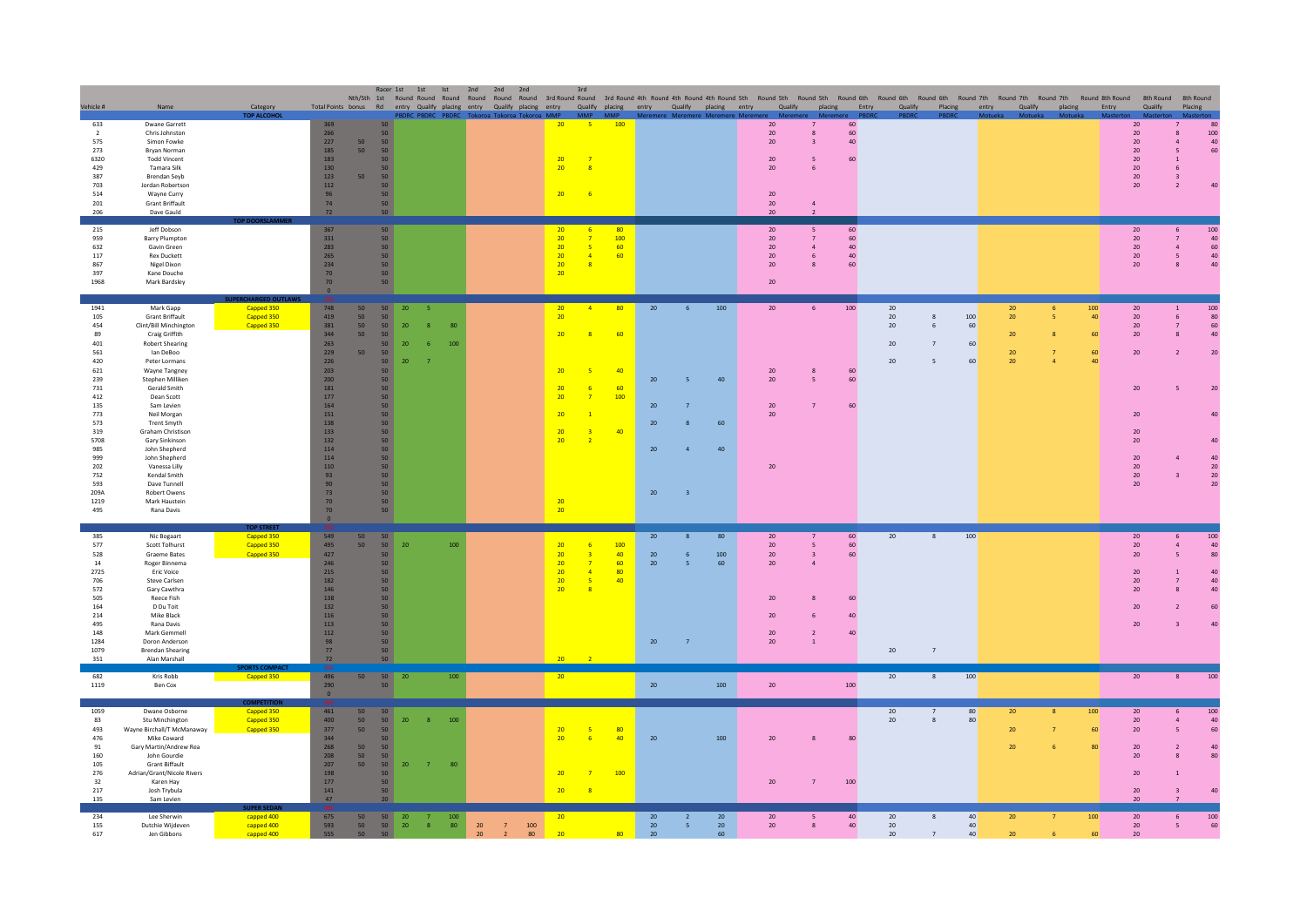| Vehicle # | Name | Category | Total Points | Nth/Sth bonus | Racer 1st Rd | 1st Round entry PBDRC | 1st Round Qualify PBDRC | 1st Round placing PBDRC | 2nd Round entry Tokoroa | 2nd Round Qualify Tokoroa | 2nd Round placing Tokoroa | 3rd Round entry MMP | 3rd Round Qualify MMP | 3rd Round placing MMP | 4th Round entry Meremere | 4th Round Qualify Meremere | 4th Round placing Meremere | 5th Round entry Meremere | 5th Round Qualify Meremere | 5th Round placing Meremere | 6th Round Entry PBDRC | 6th Round Qualify PBDRC | 6th Round Placing PBDRC | 7th Round entry Motueka | 7th Round Qualify Motueka | 7th Round placing Motueka | 8th Round Entry Masterton | 8th Round Qualify Masterton | 8th Round Placing Masterton |
|---|---|---|---|---|---|---|---|---|---|---|---|---|---|---|---|---|---|---|---|---|---|---|---|---|---|---|---|---|---|
| | | TOP ALCOHOL | | | | | | | | | | | | | | | | | | | | | | | | | | | |
| 633 | Dwane Garrett | | 369 | | 50 | | | | | | | 20 | 5 | 100 | | | | 20 | 7 | 60 | | | | | | | 20 | 7 | 80 |
| 2 | Chris Johnston | | 266 | | 50 | | | | | | | | | | | | | 20 | 8 | 60 | | | | | | | 20 | 8 | 100 |
| 575 | Simon Fowke | | 227 | 50 | 50 | | | | | | | | | | | | | 20 | 3 | 40 | | | | | | | 20 | 4 | 40 |
| 273 | Bryan Norman | | 185 | 50 | 50 | | | | | | | | | | | | | | | | | | | | | | 20 | 5 | 60 |
| 6320 | Todd Vincent | | 183 | | 50 | | | | | | | 20 | 7 | | | | | 20 | 5 | 60 | | | | | | | 20 | 1 | |
| 429 | Tamara Silk | | 130 | | 50 | | | | | | | 20 | 8 | | | | | 20 | 6 | | | | | | | | 20 | 6 | |
| 387 | Brendan Seyb | | 123 | 50 | 50 | | | | | | | | | | | | | | | | | | | | | | 20 | 3 | |
| 703 | Jordan Robertson | | 112 | | 50 | | | | | | | | | | | | | | | | | | | | | | 20 | 2 | 40 |
| 514 | Wayne Curry | | 96 | | 50 | | | | | | | 20 | 6 | | | | | 20 | | | | | | | | | | | |
| 201 | Grant Briffault | | 74 | | 50 | | | | | | | | | | | | | 20 | 4 | | | | | | | | | | |
| 206 | Dave Gauld | | 72 | | 50 | | | | | | | | | | | | | 20 | 2 | | | | | | | | | | |
| | | TOP DOORSLAMMER | | | | | | | | | | | | | | | | | | | | | | | | | | | |
| 215 | Jeff Dobson | | 367 | | 50 | | | | | | | 20 | 6 | 80 | | | | 20 | 5 | 60 | | | | | | | 20 | 6 | 100 |
| 959 | Barry Plumpton | | 331 | | 50 | | | | | | | 20 | 7 | 100 | | | | 20 | 7 | 60 | | | | | | | 20 | 7 | 40 |
| 632 | Gavin Green | | 283 | | 50 | | | | | | | 20 | 5 | 60 | | | | 20 | 4 | 40 | | | | | | | 20 | 4 | 60 |
| 117 | Rex Duckett | | 265 | | 50 | | | | | | | 20 | 4 | 60 | | | | 20 | 6 | 40 | | | | | | | 20 | 5 | 40 |
| 867 | Nigel Dixon | | 234 | | 50 | | | | | | | 20 | 8 | | | | | 20 | 8 | 60 | | | | | | | 20 | 8 | 40 |
| 397 | Kane Douche | | 70 | | 50 | | | | | | | 20 | | | | | | | | | | | | | | | | | |
| 1968 | Mark Bardsley | | 70 | | 50 | | | | | | | | | | | | | 20 | | | | | | | | | | | |
| | | | 0 | | | | | | | | | | | | | | | | | | | | | | | | | | |
| | | SUPERCHARGED OUTLAWS | | | | | | | | | | | | | | | | | | | | | | | | | | | |
| 1941 | Mark Gapp | Capped 350 | 748 | 50 | 50 | 20 | 5 | | | | | 20 | 4 | 80 | 20 | 6 | 100 | 20 | 6 | 100 | 20 | | | 20 | 6 | 100 | 20 | 1 | 100 |
| 105 | Grant Briffault | Capped 350 | 419 | 50 | 50 | | | | | | | 20 | | | | | | | | | 20 | 8 | 100 | 20 | 5 | 40 | 20 | 6 | 80 |
| 454 | Clint/Bill Minchington | Capped 350 | 381 | 50 | 50 | 20 | 8 | 80 | | | | | | | | | | | | | 20 | 6 | 60 | | | | 20 | 7 | 60 |
| 89 | Craig Griffith | | 344 | 50 | 50 | | | | | | | 20 | 8 | 60 | | | | | | | | | | 20 | 8 | 60 | 20 | 8 | 40 |
| 401 | Robert Shearing | | 263 | | 50 | 20 | 6 | 100 | | | | | | | | | | | | | 20 | 7 | 60 | | | | | | |
| 561 | Ian DeBoo | | 229 | 50 | 50 | | | | | | | | | | | | | | | | | | | 20 | 7 | 60 | 20 | 2 | 20 |
| 420 | Peter Lormans | | 226 | | 50 | 20 | 7 | | | | | | | | | | | | | | 20 | 5 | 60 | 20 | 4 | 40 | | | |
| 621 | Wayne Tangney | | 203 | | 50 | | | | | | | 20 | 5 | 40 | | | | 20 | 8 | 60 | | | | | | | | | |
| 239 | Stephen Milliken | | 200 | | 50 | | | | | | | | | | 20 | 5 | 40 | 20 | 5 | 60 | | | | | | | | | |
| 731 | Gerald Smith | | 181 | | 50 | | | | | | | 20 | 6 | 60 | | | | | | | | | | | | | 20 | 5 | 20 |
| 412 | Dean Scott | | 177 | | 50 | | | | | | | 20 | 7 | 100 | | | | | | | | | | | | | | | |
| 135 | Sam Levien | | 164 | | 50 | | | | | | | | | | 20 | 7 | | 20 | 7 | 60 | | | | | | | | | |
| 773 | Neil Morgan | | 151 | | 50 | | | | | | | 20 | 1 | | | | | 20 | | | | | | | | | 20 | | 40 |
| 573 | Trent Smyth | | 138 | | 50 | | | | | | | | | | 20 | 8 | 60 | | | | | | | | | | | | |
| 319 | Graham Christison | | 133 | | 50 | | | | | | | 20 | 3 | 40 | | | | | | | | | | | | | 20 | | |
| 5708 | Gary Sinkinson | | 132 | | 50 | | | | | | | 20 | 2 | | | | | | | | | | | | | | 20 | | 40 |
| 985 | John Shepherd | | 114 | | 50 | | | | | | | | | | 20 | 4 | 40 | | | | | | | | | | | | |
| 999 | John Shepherd | | 114 | | 50 | | | | | | | | | | | | | | | | | | | | | | 20 | 4 | 40 |
| 202 | Vanessa Lilly | | 110 | | 50 | | | | | | | | | | | | | 20 | | | | | | | | | 20 | | 20 |
| 752 | Kendal Smith | | 93 | | 50 | | | | | | | | | | | | | | | | | | | | | | 20 | 3 | 20 |
| 593 | Dave Tunnell | | 90 | | 50 | | | | | | | | | | | | | | | | | | | | | | 20 | | 20 |
| 209A | Robert Owens | | 73 | | 50 | | | | | | | | | | 20 | 3 | | | | | | | | | | | | | |
| 1219 | Mark Haustein | | 70 | | 50 | | | | | | | 20 | | | | | | | | | | | | | | | | | |
| 495 | Rana Davis | | 70 | | 50 | | | | | | | 20 | | | | | | | | | | | | | | | | | |
| | | | 0 | | | | | | | | | | | | | | | | | | | | | | | | | | |
| | | TOP STREET | | | | | | | | | | | | | | | | | | | | | | | | | | | |
| 385 | Nic Bogaart | Capped 350 | 549 | 50 | 50 | | | | | | | | | | 20 | 8 | 80 | 20 | 7 | 60 | 20 | 8 | 100 | | | | 20 | 6 | 100 |
| 577 | Scott Tolhurst | Capped 350 | 495 | 50 | 50 | 20 | | 100 | | | | 20 | 6 | 100 | | | | 20 | 5 | 60 | | | | | | | 20 | 4 | 40 |
| 528 | Graeme Bates | Capped 350 | 427 | | 50 | | | | | | | 20 | 3 | 40 | 20 | 6 | 100 | 20 | 3 | 60 | | | | | | | 20 | 5 | 80 |
| 14 | Roger Binnema | | 246 | | 50 | | | | | | | 20 | 7 | 60 | 20 | 5 | 60 | 20 | 4 | | | | | | | | | | |
| 2725 | Eric Voice | | 215 | | 50 | | | | | | | 20 | 4 | 80 | | | | | | | | | | | | | 20 | 1 | 40 |
| 706 | Steve Carlsen | | 182 | | 50 | | | | | | | 20 | 5 | 40 | | | | | | | | | | | | | 20 | 7 | 40 |
| 572 | Gary Cawthra | | 146 | | 50 | | | | | | | 20 | 8 | | | | | | | | | | | | | | 20 | 8 | 40 |
| 505 | Reece Fish | | 138 | | 50 | | | | | | | | | | | | | 20 | 8 | 60 | | | | | | | | | |
| 164 | D Du Toit | | 132 | | 50 | | | | | | | | | | | | | | | | | | | | | | 20 | 2 | 60 |
| 214 | Mike Black | | 116 | | 50 | | | | | | | | | | | | | 20 | 6 | 40 | | | | | | | | | |
| 495 | Rana Davis | | 113 | | 50 | | | | | | | | | | | | | | | | | | | | | | 20 | 3 | 40 |
| 148 | Mark Gemmell | | 112 | | 50 | | | | | | | | | | | | | 20 | 2 | 40 | | | | | | | | | |
| 1284 | Doron Anderson | | 98 | | 50 | | | | | | | | | | 20 | 7 | | 20 | 1 | | | | | | | | | | |
| 1079 | Brendan Shearing | | 77 | | 50 | | | | | | | | | | | | | | | | 20 | 7 | | | | | | | |
| 351 | Alan Marshall | | 72 | | 50 | | | | | | | 20 | 2 | | | | | | | | | | | | | | | | |
| | | SPORTS COMPACT | | | | | | | | | | | | | | | | | | | | | | | | | | | |
| 682 | Kris Robb | Capped 350 | 496 | 50 | 50 | 20 | | 100 | | | | 20 | | | | | | | | | 20 | 8 | 100 | | | | 20 | 8 | 100 |
| 1119 | Ben Cox | | 290 | | 50 | | | | | | | | | | 20 | | 100 | 20 | | 100 | | | | | | | | | |
| | | | 0 | | | | | | | | | | | | | | | | | | | | | | | | | | |
| | | COMPETITION | | | | | | | | | | | | | | | | | | | | | | | | | | | |
| 1059 | Dwane Osborne | Capped 350 | 461 | 50 | 50 | | | | | | | | | | | | | | | | 20 | 7 | 80 | 20 | 8 | 100 | 20 | 6 | 100 |
| 83 | Stu Minchington | Capped 350 | 400 | 50 | 50 | 20 | 8 | 100 | | | | | | | | | | | | | 20 | 8 | 80 | | | | 20 | 4 | 40 |
| 493 | Wayne Birchall/T McManaway | Capped 350 | 377 | 50 | 50 | | | | | | | 20 | 5 | 80 | | | | | | | | | | 20 | 7 | 60 | 20 | 5 | 60 |
| 476 | Mike Coward | | 344 | 50 | 50 | | | | | | | 20 | 6 | 40 | 20 | | 100 | 20 | 8 | 80 | | | | | | | | | |
| 91 | Gary Martin/Andrew Rea | | 268 | 50 | 50 | | | | | | | | | | | | | | | | | | | 20 | 6 | 80 | 20 | 2 | 40 |
| 160 | John Gourdie | | 208 | 50 | 50 | | | | | | | | | | | | | | | | | | | | | | 20 | 8 | 80 |
| 105 | Grant Biffault | | 207 | 50 | 50 | 20 | 7 | 80 | | | | | | | | | | | | | | | | | | | | | |
| 276 | Adrian/Grant/Nicole Rivers | | 198 | | 50 | | | | | | | 20 | 7 | 100 | | | | | | | | | | | | | 20 | 1 | |
| 32 | Karen Hay | | 177 | | 50 | | | | | | | | | | | | | 20 | 7 | 100 | | | | | | | | | |
| 217 | Josh Trybula | | 141 | | 50 | | | | | | | 20 | 8 | | | | | | | | | | | | | | 20 | 3 | 40 |
| 135 | Sam Levien | | 47 | | 20 | | | | | | | | | | | | | | | | | | | | | | 20 | 7 | |
| | | SUPER SEDAN | | | | | | | | | | | | | | | | | | | | | | | | | | | |
| 234 | Lee Sherwin | capped 400 | 675 | 50 | 50 | 20 | 7 | 100 | | | | 20 | | | 20 | 2 | 20 | 20 | 5 | 40 | 20 | 8 | 40 | 20 | 7 | 100 | 20 | 6 | 100 |
| 155 | Dutchie Wijdeven | capped 400 | 593 | 50 | 50 | 20 | 8 | 80 | 20 | 7 | 100 | | | | 20 | 5 | 20 | 20 | 8 | 40 | 20 | | 40 | | | | 20 | 5 | 60 |
| 617 | Jen Gibbons | capped 400 | 555 | 50 | 50 | | | | 20 | 2 | 80 | 20 | | 80 | 20 | | 60 | | | | 20 | 7 | 40 | 20 | 6 | 60 | 20 | | |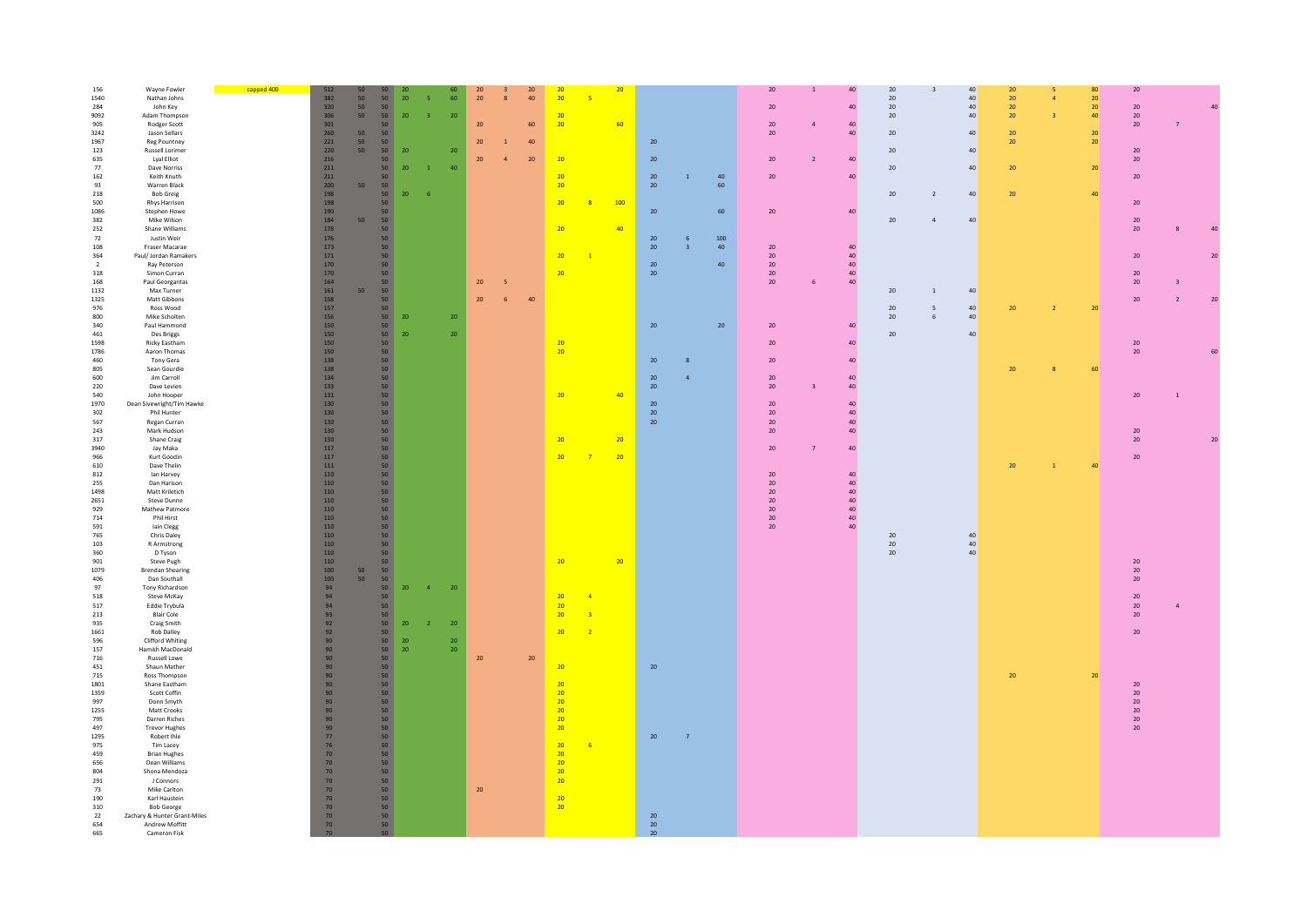| | | | | | | | | | | | | | | | | | | | | | | | | | | | | | |
|---|---|---|---|---|---|---|---|---|---|---|---|---|---|---|---|---|---|---|---|---|---|---|---|---|---|---|---|---|---|
| 156 | Wayne Fowler | capped 400 | 512 | 50 | 50 | 20 | | 60 | 20 | 3 | 20 | 20 | | 20 | | | | 20 | 1 | 40 | 20 | 3 | 40 | 20 | 5 | 80 | 20 | | |
| 1540 | Nathan Johns | | 382 | 50 | 50 | 20 | 5 | 60 | 20 | 8 | 40 | 20 | 5 | | | | | | | | 20 | | 40 | 20 | 4 | 20 | | | |
| 284 | John Key | | 320 | 50 | 50 | | | | | | | | | | | | | 20 | | 40 | 20 | | 40 | 20 | | 20 | 20 | | 40 |
| 9092 | Adam Thompson | | 306 | 50 | 50 | 20 | 3 | 20 | | | | 20 | | | | | | | | | 20 | | 40 | 20 | 3 | 40 | 20 | | |
| 905 | Rodger Scott | | 301 | | 50 | | | | 20 | | 60 | 20 | | 60 | | | | 20 | 4 | 40 | | | | | | | 20 | 7 | |
| 3242 | Jason Sellars | | 260 | 50 | 50 | | | | | | | | | | | | | 20 | | 40 | 20 | | 40 | 20 | | 20 | | | |
| 1967 | Reg Pountney | | 221 | 50 | 50 | | | | 20 | 1 | 40 | | | | 20 | | | | | | | | | 20 | | 20 | | | |
| 123 | Russell Lorimer | | 220 | 50 | 50 | 20 | | 20 | | | | | | | | | | | | | 20 | | 40 | | | | 20 | | |
| 635 | Lyal Elliot | | 216 | | 50 | | | | 20 | 4 | 20 | 20 | | | 20 | | | 20 | 2 | 40 | | | | | | | 20 | | |
| 77 | Dave Norriss | | 211 | | 50 | 20 | 1 | 40 | | | | | | | | | | | | | 20 | | 40 | 20 | | 20 | | | |
| 162 | Keith Knuth | | 211 | | 50 | | | | | | | 20 | | | 20 | 1 | 40 | 20 | | 40 | | | | | | | 20 | | |
| 93 | Warren Black | | 200 | 50 | 50 | | | | | | | 20 | | | 20 | | 60 | | | | | | | | | | | | |
| 218 | Bob Greig | | 198 | | 50 | 20 | 6 | | | | | | | | | | | | | | 20 | 2 | 40 | 20 | | 40 | | | |
| 500 | Rhys Harrison | | 198 | | 50 | | | | | | | 20 | 8 | 100 | | | | | | | | | | | | | 20 | | |
| 1086 | Stephen Howe | | 190 | | 50 | | | | | | | | | | 20 | | 60 | 20 | | 40 | | | | | | | | | |
| 382 | Mike Wilson | | 184 | 50 | 50 | | | | | | | | | | | | | | | | 20 | 4 | 40 | | | | 20 | | |
| 252 | Shane Williams | | 178 | | 50 | | | | | | | 20 | | 40 | | | | | | | | | | | | | 20 | 8 | 40 |
| 72 | Justin Weir | | 176 | | 50 | | | | | | | | | | 20 | 6 | 100 | | | | | | | | | | | | |
| 108 | Fraser Macarae | | 173 | | 50 | | | | | | | | | | 20 | 3 | 40 | 20 | | 40 | | | | | | | | | |
| 364 | Paul/ Jordan Ramakers | | 171 | | 50 | | | | | | | 20 | 1 | | | | | 20 | | 40 | | | | | | | 20 | | 20 |
| 2 | Ray Peterson | | 170 | | 50 | | | | | | | | | | 20 | | 40 | 20 | | 40 | | | | | | | | | |
| 318 | Simon Curran | | 170 | | 50 | | | | | | | 20 | | | 20 | | | 20 | | 40 | | | | | | | 20 | | |
| 168 | Paul Georgantas | | 164 | | 50 | | | | 20 | 5 | | | | | | | | 20 | 6 | 40 | | | | | | | 20 | 3 | |
| 1132 | Max Turner | | 161 | 50 | 50 | | | | | | | | | | | | | | | | 20 | 1 | 40 | | | | | | |
| 1325 | Matt Gibbons | | 158 | | 50 | | | | 20 | 6 | 40 | | | | | | | | | | | | | | | | 20 | 2 | 20 |
| 976 | Ross Wood | | 157 | | 50 | | | | | | | | | | | | | | | | 20 | 5 | 40 | 20 | 2 | 20 | | | |
| 800 | Mike Scholten | | 156 | | 50 | 20 | | 20 | | | | | | | | | | | | | 20 | 6 | 40 | | | | | | |
| 340 | Paul Hammond | | 150 | | 50 | | | | | | | | | | 20 | | 20 | 20 | | 40 | | | | | | | | | |
| 461 | Des Briggs | | 150 | | 50 | 20 | | 20 | | | | | | | | | | | | | 20 | | 40 | | | | | | |
| 1598 | Ricky Eastham | | 150 | | 50 | | | | | | | 20 | | | | | | 20 | | 40 | | | | | | | 20 | | |
| 1786 | Aaron Thomas | | 150 | | 50 | | | | | | | 20 | | | | | | | | | | | | | | | 20 | | 60 |
| 460 | Tony Gera | | 138 | | 50 | | | | | | | | | | 20 | 8 | | 20 | | 40 | | | | | | | | | |
| 805 | Sean Gourdie | | 138 | | 50 | | | | | | | | | | | | | | | | | | | 20 | 8 | 60 | | | |
| 600 | Jim Carroll | | 134 | | 50 | | | | | | | | | | 20 | 4 | | 20 | | 40 | | | | | | | | | |
| 220 | Dave Levien | | 133 | | 50 | | | | | | | | | | 20 | | | 20 | 3 | 40 | | | | | | | | | |
| 540 | John Hooper | | 131 | | 50 | | | | | | | 20 | | 40 | | | | | | | | | | | | | 20 | 1 | |
| 1970 | Dean Sievewright/Tim Hawke | | 130 | | 50 | | | | | | | | | | 20 | | | 20 | | 40 | | | | | | | | | |
| 302 | Phil Hunter | | 130 | | 50 | | | | | | | | | | 20 | | | 20 | | 40 | | | | | | | | | |
| 567 | Regan Curran | | 130 | | 50 | | | | | | | | | | 20 | | | 20 | | 40 | | | | | | | | | |
| 243 | Mark Hudson | | 130 | | 50 | | | | | | | | | | | | | 20 | | 40 | | | | | | | 20 | | |
| 317 | Shane Craig | | 130 | | 50 | | | | | | | 20 | | 20 | | | | | | | | | | | | | 20 | | 20 |
| 3940 | Jay Maka | | 117 | | 50 | | | | | | | | | | | | | 20 | 7 | 40 | | | | | | | | | |
| 966 | Kurt Goodin | | 117 | | 50 | | | | | | | 20 | 7 | 20 | | | | | | | | | | | | | 20 | | |
| 610 | Dave Thelin | | 111 | | 50 | | | | | | | | | | | | | | | | | | | 20 | 1 | 40 | | | |
| 812 | Ian Harvey | | 110 | | 50 | | | | | | | | | | | | | 20 | | 40 | | | | | | | | | |
| 255 | Dan Harison | | 110 | | 50 | | | | | | | | | | | | | 20 | | 40 | | | | | | | | | |
| 1498 | Matt Kriletich | | 110 | | 50 | | | | | | | | | | | | | 20 | | 40 | | | | | | | | | |
| 2651 | Steve Dunne | | 110 | | 50 | | | | | | | | | | | | | 20 | | 40 | | | | | | | | | |
| 929 | Mathew Patmore | | 110 | | 50 | | | | | | | | | | | | | 20 | | 40 | | | | | | | | | |
| 714 | Phil Hirst | | 110 | | 50 | | | | | | | | | | | | | 20 | | 40 | | | | | | | | | |
| 591 | Iain Clegg | | 110 | | 50 | | | | | | | | | | | | | 20 | | 40 | | | | | | | | | |
| 765 | Chris Daley | | 110 | | 50 | | | | | | | | | | | | | | | | 20 | | 40 | | | | | | |
| 103 | R Armstrong | | 110 | | 50 | | | | | | | | | | | | | | | | 20 | | 40 | | | | | | |
| 360 | D Tyson | | 110 | | 50 | | | | | | | | | | | | | | | | 20 | | 40 | | | | | | |
| 901 | Steve Pugh | | 110 | | 50 | | | | | | | 20 | | 20 | | | | | | | | | | | | | 20 | | |
| 1079 | Brendan Shearing | | 100 | 50 | 50 | | | | | | | | | | | | | | | | | | | | | | 20 | | |
| 406 | Dan Southall | | 100 | 50 | 50 | | | | | | | | | | | | | | | | | | | | | | 20 | | |
| 97 | Tony Richardson | | 94 | | 50 | 20 | 4 | 20 | | | | | | | | | | | | | | | | | | | | | |
| 518 | Steve McKay | | 94 | | 50 | | | | | | | 20 | 4 | | | | | | | | | | | | | | 20 | | |
| 517 | Eddie Trybula | | 94 | | 50 | | | | | | | 20 | | | | | | | | | | | | | | | 20 | 4 | |
| 213 | Blair Cole | | 93 | | 50 | | | | | | | 20 | 3 | | | | | | | | | | | | | | 20 | | |
| 935 | Craig Smith | | 92 | | 50 | 20 | 2 | 20 | | | | | | | | | | | | | | | | | | | | | |
| 1661 | Rob Dalley | | 92 | | 50 | | | | | | | 20 | 2 | | | | | | | | | | | | | | 20 | | |
| 596 | Clifford Whiting | | 90 | | 50 | 20 | | 20 | | | | | | | | | | | | | | | | | | | | | |
| 157 | Hamish MacDonald | | 90 | | 50 | 20 | | 20 | | | | | | | | | | | | | | | | | | | | | |
| 716 | Russell Lowe | | 90 | | 50 | | | | 20 | | 20 | | | | | | | | | | | | | | | | | | |
| 451 | Shaun Mather | | 90 | | 50 | | | | | | | 20 | | | 20 | | | | | | | | | | | | | | |
| 715 | Ross Thompson | | 90 | | 50 | | | | | | | | | | | | | | | | | | | 20 | | 20 | | | |
| 1801 | Shane Eastham | | 90 | | 50 | | | | | | | 20 | | | | | | | | | | | | | | | 20 | | |
| 1359 | Scott Coffin | | 90 | | 50 | | | | | | | 20 | | | | | | | | | | | | | | | 20 | | |
| 997 | Donn Smyth | | 90 | | 50 | | | | | | | 20 | | | | | | | | | | | | | | | 20 | | |
| 1255 | Matt Crooks | | 90 | | 50 | | | | | | | 20 | | | | | | | | | | | | | | | 20 | | |
| 795 | Darren Riches | | 90 | | 50 | | | | | | | 20 | | | | | | | | | | | | | | | 20 | | |
| 497 | Trevor Hughes | | 90 | | 50 | | | | | | | 20 | | | | | | | | | | | | | | | 20 | | |
| 1295 | Robert Ihle | | 77 | | 50 | | | | | | | | | | 20 | 7 | | | | | | | | | | | | | |
| 975 | Tim Lacey | | 76 | | 50 | | | | | | | 20 | 6 | | | | | | | | | | | | | | | | |
| 459 | Brian Hughes | | 70 | | 50 | | | | | | | 20 | | | | | | | | | | | | | | | | | |
| 656 | Dean Williams | | 70 | | 50 | | | | | | | 20 | | | | | | | | | | | | | | | | | |
| 804 | Shona Mendoza | | 70 | | 50 | | | | | | | 20 | | | | | | | | | | | | | | | | | |
| 291 | J Connors | | 70 | | 50 | | | | | | | 20 | | | | | | | | | | | | | | | | | |
| 73 | Mike Carlton | | 70 | | 50 | | | | 20 | | | | | | | | | | | | | | | | | | | | |
| 190 | Karl Haustein | | 70 | | 50 | | | | | | | 20 | | | | | | | | | | | | | | | | | |
| 310 | Bob George | | 70 | | 50 | | | | | | | 20 | | | | | | | | | | | | | | | | | |
| 22 | Zachary & Hunter Grant-Miles | | 70 | | 50 | | | | | | | | | | 20 | | | | | | | | | | | | | | |
| 654 | Andrew Moffitt | | 70 | | 50 | | | | | | | | | | 20 | | | | | | | | | | | | | | |
| 665 | Cameron Fisk | | 70 | | 50 | | | | | | | | | | 20 | | | | | | | | | | | | | | |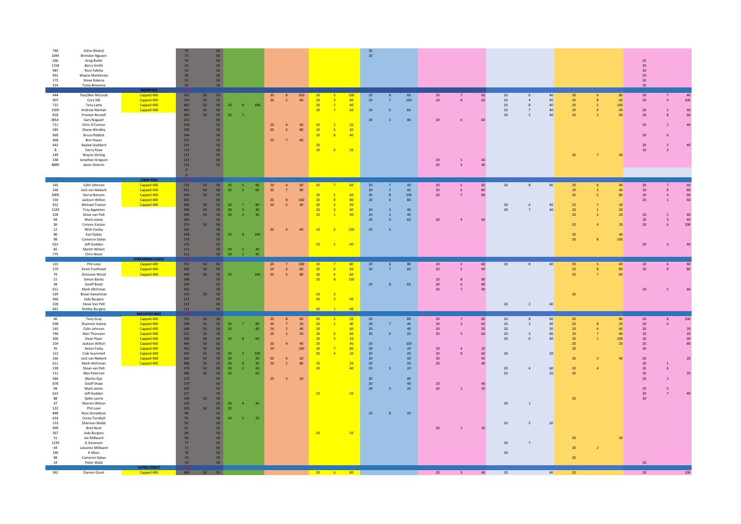| | | | | | | | | | | | | | | | | | | | | | | | | | | | | | |
|---|---|---|---|---|---|---|---|---|---|---|---|---|---|---|---|---|---|---|---|---|---|---|---|---|---|---|---|---|---|
| 786 | Azhar Bhamji | | 70 | | 50 | | | | | | | | | | 20 | | | | | | | | | | | | | | |
| 1044 | Brendon Nguyen | | 70 | | 50 | | | | | | | | | | 20 | | | | | | | | | | | | | | |
| 266 | Greg Bullot | | 50 | | 50 | | | | | | | | | | | | | | | | | | | | | | 20 | | |
| 1158 | Barry Smith | | 50 | | 50 | | | | | | | | | | | | | | | | | | | | | | 20 | | |
| 987 | Ross Fafeita | | 50 | | 50 | | | | | | | | | | | | | | | | | | | | | | 20 | | |
| 991 | Wayne MacKenzie | | 50 | | 50 | | | | | | | | | | | | | | | | | | | | | | 20 | | |
| 172 | Steve Rakena | | 50 | | 50 | | | | | | | | | | | | | | | | | | | | | | 20 | | |
| 524 | Tania Binnema | | 50 | | 50 | | | | | | | | | | | | | | | | | | | | | | 20 | | |
| | | MODIFIED | | | | | | | | | | | | | | | | | | | | | | | | | | | |
| 444 | Paul/Ben McLeod | Capped 400 | 767 | 50 | 50 | | | | 20 | 8 | 100 | 20 | 5 | 100 | 20 | 8 | 60 | 20 | 7 | 60 | 20 | 6 | 40 | 20 | 6 | 80 | 20 | 7 | 40 |
| 307 | Cory Silk | Capped 400 | 759 | 50 | 50 | | | | 20 | 5 | 40 | 20 | 3 | 80 | 20 | 7 | 100 | 20 | 8 | 60 | 20 | 4 | 40 | 20 | 8 | 60 | 20 | 4 | 100 |
| 722 | Tony Latta | Capped 400 | 482 | 50 | 50 | 20 | 8 | 100 | | | | 20 | 1 | 40 | | | | | | | 20 | 8 | 40 | 20 | 5 | 100 | | | |
| 1500 | Andrew Neiman | Capped 400 | 465 | 50 | 50 | | | | | | | 20 | 7 | 60 | 20 | 6 | 60 | | | | 20 | 7 | 40 | 20 | 4 | 40 | 20 | 1 | 40 |
| 818 | Preston Brunell | | 362 | 50 | 50 | 20 | 7 | | | | | | | | | | | | | | 20 | 5 | 40 | 20 | 2 | 60 | 20 | 8 | 60 |
| 385A | Gary Bogaart | | 241 | | 50 | | | | | | | | | | 20 | 5 | 80 | 20 | 6 | 60 | | | | | | | | | |
| 711 | Chris O'Connor | | 218 | | 50 | | | | 20 | 4 | 40 | 20 | 2 | 20 | | | | | | | | | | | | | 20 | 2 | 40 |
| 585 | Shane Windley | | 200 | | 50 | | | | 20 | 6 | 80 | 20 | 4 | 20 | | | | | | | | | | | | | | | |
| 969 | Bruce Riddick | | 144 | | 50 | | | | | | | 20 | 8 | 40 | | | | | | | | | | | | | 20 | 6 | |
| 468 | Brin Hayes | | 137 | | 50 | | | | 20 | 7 | 60 | | | | | | | | | | | | | | | | | | |
| 442 | Baylee Goddard | | 135 | | 50 | | | | | | | 20 | | | | | | | | | | | | | | | 20 | 5 | 40 |
| 8 | Gerry Rose | | 119 | | 50 | | | | | | | 20 | 6 | 20 | | | | | | | | | | | | | 20 | 3 | |
| 149 | Wayne Stirling | | 117 | | 50 | | | | | | | | | | | | | | | | | | | 20 | 7 | 40 | | | |
| 338 | Jonathan Gregson | | 115 | | 50 | | | | | | | | | | | | | 20 | 5 | 40 | | | | | | | | | |
| 8889 | Jason Dolores | | 114 | | 50 | | | | | | | | | | | | | 20 | 4 | 40 | | | | | | | | | |
| | | | 0 | | | | | | | | | | | | | | | | | | | | | | | | | | |
| | | | 0 | | | | | | | | | | | | | | | | | | | | | | | | | | |
| | | COMP BIKE | | | | | | | | | | | | | | | | | | | | | | | | | | | |
| 145 | Colin Johnson | Capped 400 | 732 | 50 | 50 | 20 | 6 | 60 | 20 | 6 | 60 | 20 | 7 | 60 | 20 | 7 | 40 | 20 | 5 | 60 | 20 | 8 | 40 | 20 | 6 | 40 | 20 | 7 | 60 |
| 166 | Jock van Niekerk | Capped 400 | 651 | 50 | 50 | 20 | 5 | 60 | 20 | 7 | 80 | | | | 20 | 2 | 60 | 20 | 6 | 80 | | | | 20 | 3 | 40 | 20 | 8 | 80 |
| 5000 | Darryl Benson | Capped 400 | 609 | 50 | 50 | | | | | | | 20 | 5 | 60 | 20 | 8 | 100 | 20 | 7 | 80 | | | | 20 | 5 | 80 | 20 | 4 | 60 |
| 154 | Jackson Wilton | Capped 400 | 453 | | 50 | | | | 20 | 8 | 100 | 20 | 8 | 80 | 20 | 6 | 80 | | | | | | | | | | 20 | 1 | 40 |
| 452 | Michael Trainor | Capped 400 | 449 | 50 | 50 | 20 | 7 | 80 | 20 | 5 | 40 | 20 | 4 | 40 | | | | | | | 20 | 6 | 40 | 20 | 7 | 20 | | | |
| 1339 | Troy Appleton | | 396 | 50 | 50 | 20 | 2 | 40 | | | | 20 | 3 | 40 | 20 | 3 | 40 | | | | 20 | 7 | 40 | 20 | 1 | 20 | | | |
| 228 | Steve van Pelt | | 390 | 50 | 50 | 20 | 4 | 40 | | | | 20 | 1 | 40 | 20 | 1 | 40 | | | | | | | 20 | 2 | 20 | 20 | 2 | 40 |
| 94 | Mark James | | 283 | | 50 | | | | | | | | | | 20 | 4 | 60 | 20 | 4 | 60 | | | | | | | 20 | 5 | 40 |
| 36 | Connor Easton | | 270 | 50 | 50 | | | | | | | | | | | | | | | | | | | 20 | 4 | 20 | 20 | 6 | 100 |
| 12 | Mish Foxley | | 265 | | 50 | | | | 20 | 4 | 40 | 20 | 6 | 100 | 20 | 5 | | | | | | | | | | | | | |
| 86 | Karl Dykes | | 238 | | 50 | 20 | 8 | 100 | | | | | | | | | | | | | | | | 20 | | 40 | | | |
| 98 | Cameron Dykes | | 178 | | 50 | | | | | | | | | | | | | | | | | | | 20 | 8 | 100 | | | |
| 622 | Jeff Godden | | 175 | | 50 | | | | | | | 20 | 2 | 40 | | | | | | | | | | | | | 20 | 3 | 40 |
| 82 | Martin Wilson | | 113 | | 50 | 20 | 3 | 40 | | | | | | | | | | | | | | | | | | | | | |
| 775 | Chris Nixon | | 111 | | 50 | 20 | 1 | 40 | | | | | | | | | | | | | | | | | | | | | |
| | | SCREAMING EAGLE | | | | | | | | | | | | | | | | | | | | | | | | | | | |
| 122 | Phil Love | Capped 400 | 741 | 50 | 50 | | | | 20 | 7 | 100 | 20 | 7 | 80 | 20 | 6 | 80 | 20 | 2 | 60 | 20 | 8 | 40 | 20 | 5 | 60 | 20 | 6 | 40 |
| 370 | Kevin Foothead | Capped 400 | 640 | 50 | 50 | | | | 20 | 6 | 60 | 20 | 6 | 60 | 20 | 7 | 60 | 20 | 5 | 40 | | | | 20 | 8 | 80 | 20 | 8 | 80 |
| 79 | Donovan Wood | Capped 400 | 496 | 50 | 50 | 20 | | 100 | 20 | 5 | 80 | 20 | 4 | 60 | | | | | | | | | | 20 | 7 | 60 | | | |
| 21 | Simon Banks | | 286 | | 50 | | | | | | | 20 | 8 | 100 | | | | 20 | 8 | 80 | | | | | | | | | |
| 38 | Geoff Bond | | 244 | | 50 | | | | | | | | | | 20 | 8 | 60 | 20 | 6 | 80 | | | | | | | | | |
| 611 | Mark Hitchman | | 202 | | 50 | | | | | | | | | | | | | 20 | 7 | 40 | | | | | | | 20 | 5 | 60 |
| 329 | Bryan Sweetman | | 143 | 50 | 50 | | | | | | | 20 | 3 | | | | | | | | | | | 20 | | | | | |
| 366 | Jody Burgess | | 112 | | 50 | | | | | | | 20 | 2 | 40 | | | | | | | | | | | | | | | |
| 228 | Steve Van Pelt | | 112 | | 50 | | | | | | | | | | | | | | | | 20 | 2 | 40 | | | | | | |
| 661 | Shelley Burgess | | 111 | | 50 | | | | | | | 20 | 1 | 40 | | | | | | | | | | | | | | | |
| | | MODIFIED BIKE | | | | | | | | | | | | | | | | | | | | | | | | | | | |
| 46 | Tony Gray | Capped 400 | 733 | 50 | 50 | | | | 20 | 8 | 60 | 20 | 2 | 20 | 20 | | 80 | 20 | 7 | 60 | 20 | 8 | 60 | 20 | | 80 | 20 | 8 | 100 |
| 438 | Shannon Askew | Capped 400 | 599 | 50 | 50 | 20 | 7 | 80 | 20 | 7 | 20 | 20 | 1 | 40 | 20 | 7 | 40 | 20 | 3 | 60 | 20 | 2 | 40 | 20 | 8 | 20 | 20 | 4 | |
| 145 | Colin Johnson | Capped 400 | 568 | 50 | 50 | 20 | | 40 | 20 | 2 | 40 | 20 | | 60 | 20 | | 40 | 20 | | 20 | 20 | | 20 | 20 | 6 | 60 | 20 | | 20 |
| 740 | Alan Thoresen | Capped 400 | 552 | 50 | 50 | | | | 20 | 5 | 20 | 20 | 6 | 60 | 20 | 6 | 20 | 20 | 5 | 60 | 20 | 3 | 60 | 20 | 7 | 40 | 20 | | 20 |
| 300 | Dean Piper | Capped 400 | 500 | 50 | 50 | 20 | 8 | 60 | | | | 20 | 5 | 20 | | | | | | | 20 | 6 | 40 | 20 | 1 | 100 | 20 | | 60 |
| 154 | Jackson Wilton | Capped 400 | 484 | 50 | 50 | | | | 20 | 4 | 40 | 20 | | 40 | 20 | | 100 | | | | | | | 20 | | 20 | 20 | | 80 |
| 35 | Anton Foley | Capped 400 | 452 | 50 | 50 | | | | 20 | | 100 | 20 | 7 | 80 | 20 | 1 | 20 | 20 | 4 | 20 | | | | 20 | | | 20 | | |
| 112 | Cole Scammell | Capped 400 | 435 | 50 | 50 | 20 | 3 | 100 | | | | 20 | 4 | 20 | 20 | | 20 | 20 | 8 | 60 | 20 | | 20 | | | | | | |
| 166 | Jock van Niekerk | Capped 400 | 429 | 50 | 50 | 20 | | 20 | 20 | 6 | 20 | | | | 20 | | 60 | 20 | | 40 | | | | 20 | 3 | 40 | 20 | | 20 |
| 611 | Mark Hitchman | Capped 400 | 408 | 50 | 50 | 20 | 6 | 20 | 20 | 1 | 80 | 20 | | 20 | 20 | | 20 | 20 | | 40 | | | | | | | 20 | 1 | |
| 228 | Steve van Pelt | | 379 | 50 | 50 | 20 | 2 | 20 | | | | 20 | | 40 | 20 | 3 | 20 | | | | 20 | 4 | 60 | 20 | 4 | | 20 | 6 | |
| 111 | Alex Paterson | | 280 | 50 | 50 | 20 | | 60 | | | | | | | | | | | | | 20 | | 20 | 20 | | | 20 | | 20 |
| 584 | Martin Kjar | | 175 | | 50 | | | | 20 | 3 | 20 | | | | 20 | | 40 | | | | | | | | | | 20 | 2 | |
| 878 | Geoff Shaw | | 170 | | 50 | | | | | | | | | | 20 | | 40 | 20 | | 40 | | | | | | | | | |
| 94 | Mark James | | 162 | | 50 | | | | | | | | | | 20 | 5 | 20 | 20 | 2 | 20 | | | | | | | 20 | 5 | |
| 622 | Jeff Godden | | 157 | | 50 | | | | | | | 20 | | 20 | | | | | | | | | | | | | 20 | 7 | 40 |
| 88 | Spike Lauria | | 140 | 50 | 50 | | | | | | | | | | | | | | | | | | | 20 | | | 20 | | |
| 47 | Warren Wilson | | 135 | | 50 | 20 | 4 | 40 | | | | | | | | | | | | | 20 | 1 | | | | | | | |
| 122 | Phil Love | | 120 | 50 | 50 | 20 | | | | | | | | | | | | | | | | | | | | | | | |
| 848 | Ross Donaldson | | 98 | | 50 | | | | | | | | | | 20 | 8 | 20 | | | | | | | | | | | | |
| 614 | Corey Turnbull | | 95 | | 50 | 20 | 5 | 20 | | | | | | | | | | | | | | | | | | | | | |
| 153 | Shannon Webb | | 95 | | 50 | | | | | | | | | | | | | | | | 20 | 5 | 20 | | | | | | |
| 999 | Bret Nicol | | 91 | | 50 | | | | | | | | | | | | | 20 | 1 | 20 | | | | | | | | | |
| 367 | Jody Burgess | | 90 | | 50 | | | | | | | 20 | | 20 | | | | | | | | | | | | | | | |
| 51 | Ian Millward | | 90 | | 50 | | | | | | | | | | | | | | | | | | | 20 | | 20 | | | |
| 1239 | G Sorenson | | 77 | | 50 | | | | | | | | | | | | | | | | 20 | 7 | | | | | | | |
| 44 | Leeanne Millward | | 72 | | 50 | | | | | | | | | | | | | | | | | | | 20 | 2 | | | | |
| 190 | K Moss | | 70 | | 50 | | | | | | | | | | | | | | | | 20 | | | | | | | | |
| 98 | Cameron Dykes | | 70 | | 50 | | | | | | | | | | | | | | | | | | | 20 | | | | | |
| 24 | Peter Wald | | 70 | | 50 | | | | | | | | | | | | | | | | | | | | | | 20 | | |
| | | SUPER STREET | | | | | | | | | | | | | | | | | | | | | | | | | | | |
| 362 | Damon Grant | Capped 400 | 469 | 50 | 50 | | | | | | | 20 | 6 | 80 | | | | 20 | 3 | 40 | 20 | | 40 | 20 | | | 20 | | 100 |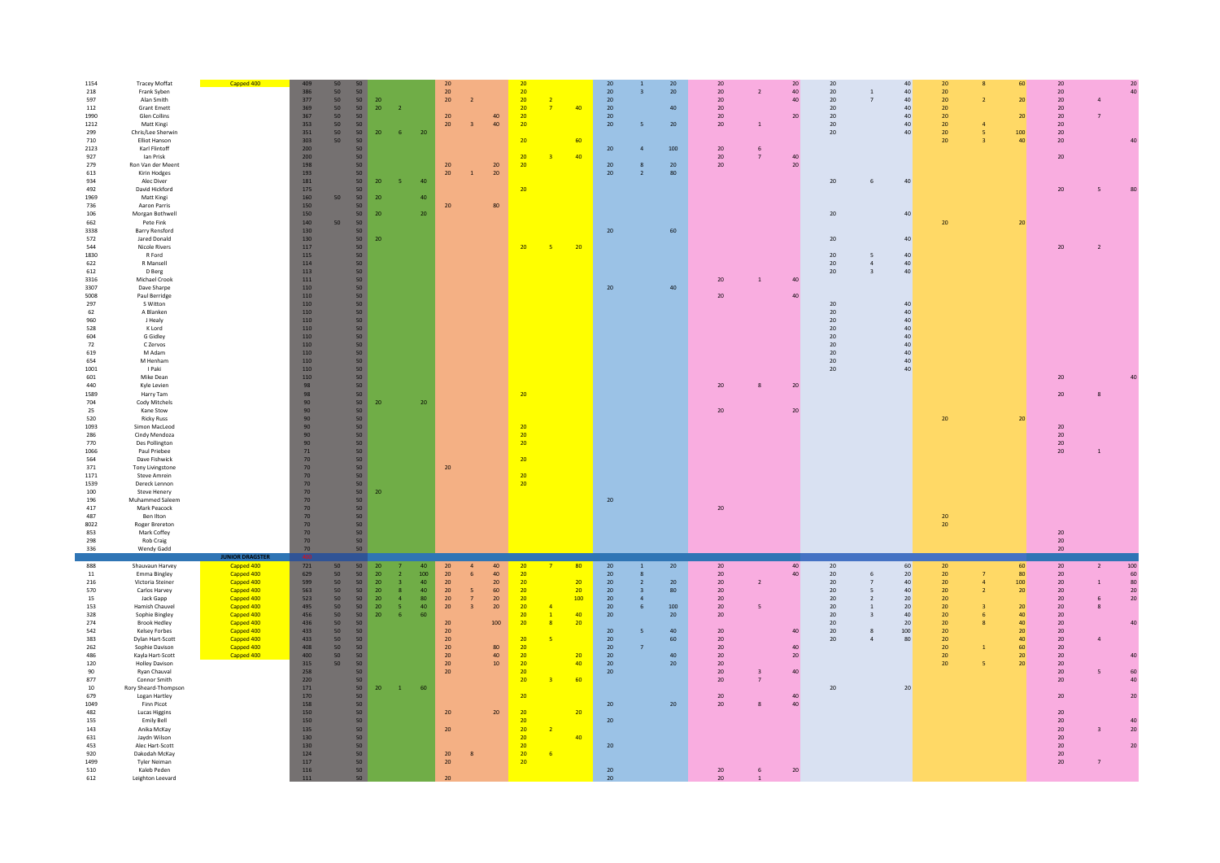| | | | | | | | | | | | | | | | | | | | | | | | | | | | | | |
|---|---|---|---|---|---|---|---|---|---|---|---|---|---|---|---|---|---|---|---|---|---|---|---|---|---|---|---|---|---|
| 1154 | Tracey Moffat | Capped 400 | 409 | 50 | 50 | | | | 20 | | | 20 | | | 20 | 1 | 20 | 20 | | 20 | 20 | | 40 | 20 | 8 | 60 | 20 | | 20 |
| 218 | Frank Syben | | 386 | 50 | 50 | | | | 20 | | | 20 | | | 20 | 3 | 20 | 20 | 2 | 40 | 20 | 1 | 40 | 20 | | | 20 | | 40 |
| 597 | Alan Smith | | 377 | 50 | 50 | 20 | | | 20 | 2 | | 20 | 2 | | 20 | | | 20 | | 40 | 20 | 7 | 40 | 20 | 2 | 20 | 20 | 4 | |
| 112 | Grant Emett | | 369 | 50 | 50 | 20 | 2 | | | | | 20 | 7 | 40 | 20 | | 40 | 20 | | | 20 | | 40 | 20 | | | 20 | | |
| 1990 | Glen Collins | | 367 | 50 | 50 | | | | 20 | | 40 | 20 | | | 20 | | | 20 | | 20 | 20 | | 40 | 20 | | 20 | 20 | 7 | |
| 1212 | Matt Kingi | | 353 | 50 | 50 | | | | 20 | 3 | 40 | 20 | | | 20 | 5 | 20 | 20 | 1 | | 20 | | 40 | 20 | 4 | | 20 | | |
| 299 | Chris/Lee Sherwin | | 351 | 50 | 50 | 20 | 6 | 20 | | | | | | | | | | | | | 20 | | 40 | 20 | 5 | 100 | 20 | | |
| 710 | Elliot Hanson | | 303 | 50 | 50 | | | | | | | 20 | | 60 | | | | | | | | | | 20 | 3 | 40 | 20 | | 40 |
| 2123 | Karl Flintoff | | 200 | | 50 | | | | | | | | | | 20 | 4 | 100 | 20 | 6 | | | | | | | | | | |
| 927 | Ian Prisk | | 200 | | 50 | | | | | | | 20 | 3 | 40 | | | | 20 | 7 | 40 | | | | | | | 20 | | |
| 279 | Ron Van der Meent | | 198 | | 50 | | | | 20 | | 20 | 20 | | | 20 | 8 | 20 | 20 | | 20 | | | | | | | | | |
| 613 | Kirin Hodges | | 193 | | 50 | | | | 20 | 1 | 20 | | | | 20 | 2 | 80 | | | | | | | | | | | | |
| 934 | Alec Diver | | 181 | | 50 | 20 | 5 | 40 | | | | | | | | | | | | | 20 | 6 | 40 | | | | | | |
| 492 | David Hickford | | 175 | | 50 | | | | | | | 20 | | | | | | | | | | | | | | | 20 | 5 | 80 |
| 1969 | Matt Kingi | | 160 | 50 | 50 | 20 | | 40 | | | | | | | | | | | | | | | | | | | | | |
| 736 | Aaron Parris | | 150 | | 50 | | | | 20 | | 80 | | | | | | | | | | | | | | | | | | |
| 106 | Morgan Bothwell | | 150 | | 50 | 20 | | 20 | | | | | | | | | | | | | 20 | | 40 | | | | | | |
| 662 | Pete Fink | | 140 | 50 | 50 | | | | | | | | | | | | | | | | | | | 20 | | 20 | | | |
| 3338 | Barry Rensford | | 130 | | 50 | | | | | | | | | | 20 | | 60 | | | | | | | | | | | | |
| 572 | Jared Donald | | 130 | | 50 | 20 | | | | | | | | | | | | | | | 20 | | 40 | | | | | | |
| 544 | Nicole Rivers | | 117 | | 50 | | | | | | | 20 | 5 | 20 | | | | | | | | | | | | | 20 | 2 | |
| 1830 | R Ford | | 115 | | 50 | | | | | | | | | | | | | | | | 20 | 5 | 40 | | | | | | |
| 622 | R Mansell | | 114 | | 50 | | | | | | | | | | | | | | | | 20 | 4 | 40 | | | | | | |
| 612 | D Berg | | 113 | | 50 | | | | | | | | | | | | | | | | 20 | 3 | 40 | | | | | | |
| 3316 | Michael Crook | | 111 | | 50 | | | | | | | | | | | | | 20 | 1 | 40 | | | | | | | | | |
| 3307 | Dave Sharpe | | 110 | | 50 | | | | | | | | | | 20 | | 40 | | | | | | | | | | | | |
| 5008 | Paul Berridge | | 110 | | 50 | | | | | | | | | | | | | 20 | | 40 | | | | | | | | | |
| 297 | S Witton | | 110 | | 50 | | | | | | | | | | | | | | | | 20 | | 40 | | | | | | |
| 62 | A Blanken | | 110 | | 50 | | | | | | | | | | | | | | | | 20 | | 40 | | | | | | |
| 960 | J Healy | | 110 | | 50 | | | | | | | | | | | | | | | | 20 | | 40 | | | | | | |
| 528 | K Lord | | 110 | | 50 | | | | | | | | | | | | | | | | 20 | | 40 | | | | | | |
| 604 | G Gidley | | 110 | | 50 | | | | | | | | | | | | | | | | 20 | | 40 | | | | | | |
| 72 | C Zervos | | 110 | | 50 | | | | | | | | | | | | | | | | 20 | | 40 | | | | | | |
| 619 | M Adam | | 110 | | 50 | | | | | | | | | | | | | | | | 20 | | 40 | | | | | | |
| 654 | M Henham | | 110 | | 50 | | | | | | | | | | | | | | | | 20 | | 40 | | | | | | |
| 1001 | I Paki | | 110 | | 50 | | | | | | | | | | | | | | | | 20 | | 40 | | | | | | |
| 601 | Mike Dean | | 110 | | 50 | | | | | | | | | | | | | | | | | | | | | | 20 | | 40 |
| 440 | Kyle Levien | | 98 | | 50 | | | | | | | | | | | | | 20 | 8 | 20 | | | | | | | | | |
| 1589 | Harry Tam | | 98 | | 50 | | | | | | | 20 | | | | | | | | | | | | | | | 20 | 8 | |
| 704 | Cody Mitchels | | 90 | | 50 | 20 | | 20 | | | | | | | | | | | | | | | | | | | | | |
| 25 | Kane Stow | | 90 | | 50 | | | | | | | | | | | | | 20 | | 20 | | | | | | | | | |
| 520 | Ricky Russ | | 90 | | 50 | | | | | | | | | | | | | | | | | | | 20 | | 20 | | | |
| 1093 | Simon MacLeod | | 90 | | 50 | | | | | | | 20 | | | | | | | | | | | | | | | 20 | | |
| 286 | Cindy Mendoza | | 90 | | 50 | | | | | | | 20 | | | | | | | | | | | | | | | 20 | | |
| 770 | Des Pollington | | 90 | | 50 | | | | | | | 20 | | | | | | | | | | | | | | | 20 | | |
| 1066 | Paul Priebee | | 71 | | 50 | | | | | | | | | | | | | | | | | | | | | | 20 | 1 | |
| 564 | Dave Fishwick | | 70 | | 50 | | | | | | | 20 | | | | | | | | | | | | | | | | | |
| 371 | Tony Livingstone | | 70 | | 50 | | | | 20 | | | | | | | | | | | | | | | | | | | | |
| 1171 | Steve Amrein | | 70 | | 50 | | | | | | | 20 | | | | | | | | | | | | | | | | | |
| 1539 | Dereck Lennon | | 70 | | 50 | | | | | | | 20 | | | | | | | | | | | | | | | | | |
| 100 | Steve Henery | | 70 | | 50 | 20 | | | | | | | | | | | | | | | | | | | | | | | |
| 196 | Muhammed Saleem | | 70 | | 50 | | | | | | | | | | 20 | | | | | | | | | | | | | | |
| 417 | Mark Peacock | | 70 | | 50 | | | | | | | | | | | | | 20 | | | | | | | | | | | |
| 487 | Ben Ilton | | 70 | | 50 | | | | | | | | | | | | | | | | | | | 20 | | | | | |
| 8022 | Roger Brereton | | 70 | | 50 | | | | | | | | | | | | | | | | | | | 20 | | | | | |
| 853 | Mark Coffey | | 70 | | 50 | | | | | | | | | | | | | | | | | | | | | | 20 | | |
| 298 | Rob Craig | | 70 | | 50 | | | | | | | | | | | | | | | | | | | | | | 20 | | |
| 336 | Wendy Gadd | | 70 | | 50 | | | | | | | | | | | | | | | | | | | | | | 20 | | |
| | | **JUNIOR DRAGSTER** | | | | | | | | | | | | | | | | | | | | | | | | | | | |
| 888 | Shauvaun Harvey | Capped 400 | 721 | 50 | 50 | 20 | 7 | 40 | 20 | 4 | 40 | 20 | 7 | 80 | 20 | 1 | 20 | 20 | | 40 | 20 | | 60 | 20 | | 60 | 20 | 2 | 100 |
| 11 | Emma Bingley | Capped 400 | 629 | 50 | 50 | 20 | 2 | 100 | 20 | 6 | 40 | 20 | | | 20 | 8 | | 20 | | 40 | 20 | 6 | 20 | 20 | 7 | 80 | 20 | | 60 |
| 216 | Victoria Steiner | Capped 400 | 599 | 50 | 50 | 20 | 3 | 40 | 20 | | 20 | 20 | | 20 | 20 | 2 | 20 | 20 | 2 | | 20 | 7 | 40 | 20 | 4 | 100 | 20 | 1 | 80 |
| 570 | Carlos Harvey | Capped 400 | 563 | 50 | 50 | 20 | 8 | 40 | 20 | 5 | 60 | 20 | | 20 | 20 | 3 | 80 | 20 | | | 20 | 5 | 40 | 20 | 2 | 20 | 20 | | 20 |
| 15 | Jack Gapp | Capped 400 | 523 | 50 | 50 | 20 | 4 | 80 | 20 | 7 | 20 | 20 | | 100 | 20 | 4 | | 20 | | | 20 | 2 | 20 | 20 | | 20 | 20 | 6 | 20 |
| 153 | Hamish Chauvel | Capped 400 | 495 | 50 | 50 | 20 | 5 | 40 | 20 | 3 | 20 | 20 | 4 | | 20 | 6 | 100 | 20 | 5 | | 20 | 1 | 20 | 20 | 3 | 20 | 20 | 8 | |
| 328 | Sophie Bingley | Capped 400 | 456 | 50 | 50 | 20 | 6 | 60 | | | | 20 | 1 | 40 | 20 | | 20 | 20 | | | 20 | 3 | 40 | 20 | 6 | 40 | 20 | | |
| 274 | Brook Hedley | Capped 400 | 436 | 50 | 50 | | | | 20 | | 100 | 20 | 8 | 20 | | | | | | | 20 | | 20 | 20 | 8 | 40 | 20 | | 40 |
| 542 | Kelsey Forbes | Capped 400 | 433 | 50 | 50 | | | | 20 | | | | | | 20 | 5 | 40 | 20 | | 40 | 20 | 8 | 100 | 20 | | 20 | 20 | | |
| 383 | Dylan Hart-Scott | Capped 400 | 433 | 50 | 50 | | | | 20 | | | 20 | 5 | | 20 | | 60 | 20 | | | 20 | 4 | 80 | 20 | | 40 | 20 | 4 | |
| 262 | Sophie Davison | Capped 400 | 408 | 50 | 50 | | | | 20 | | 80 | 20 | | | 20 | 7 | | 20 | | 40 | | | | 20 | 1 | 60 | 20 | | |
| 486 | Kayla Hart-Scott | Capped 400 | 400 | 50 | 50 | | | | 20 | | 40 | 20 | | 20 | 20 | | 40 | 20 | | 20 | | | | 20 | | 20 | 20 | | 40 |
| 120 | Holley Davison | | 315 | 50 | 50 | | | | 20 | | 10 | 20 | | 40 | 20 | | 20 | 20 | | | | | | 20 | 5 | 20 | 20 | | |
| 90 | Ryan Chauval | | 258 | | 50 | | | | 20 | | | 20 | | | 20 | | | 20 | 3 | 40 | | | | | | | 20 | 5 | 60 |
| 877 | Connor Smith | | 220 | | 50 | | | | | | | 20 | 3 | 60 | | | | 20 | 7 | | | | | | | | 20 | | 40 |
| 10 | Rory Sheard-Thompson | | 171 | | 50 | 20 | 1 | 60 | | | | | | | | | | | | | 20 | | 20 | | | | | | |
| 679 | Logan Hartley | | 170 | | 50 | | | | | | | 20 | | | | | | 20 | | 40 | | | | | | | 20 | | 20 |
| 1049 | Finn Picot | | 158 | | 50 | | | | | | | | | | 20 | | 20 | 20 | 8 | 40 | | | | | | | | | |
| 482 | Lucas Higgins | | 150 | | 50 | | | | 20 | | 20 | 20 | | 20 | | | | | | | | | | | | | 20 | | |
| 155 | Emily Bell | | 150 | | 50 | | | | | | | 20 | | | 20 | | | | | | | | | | | | 20 | | 40 |
| 143 | Anika McKay | | 135 | | 50 | | | | 20 | | | 20 | 2 | | | | | | | | | | | | | | 20 | 3 | 20 |
| 631 | Jaydn Wilson | | 130 | | 50 | | | | | | | 20 | | 40 | | | | | | | | | | | | | 20 | | |
| 453 | Alec Hart-Scott | | 130 | | 50 | | | | | | | 20 | | | 20 | | | | | | | | | | | | 20 | | 20 |
| 920 | Dakodah McKay | | 124 | | 50 | | | | 20 | 8 | | 20 | 6 | | | | | | | | | | | | | | 20 | | |
| 1499 | Tyler Neiman | | 117 | | 50 | | | | 20 | | | 20 | | | | | | | | | | | | | | | 20 | 7 | |
| 510 | Kaleb Peden | | 116 | | 50 | | | | | | | | | | 20 | | | 20 | 6 | 20 | | | | | | | | | |
| 612 | Leighton Leevard | | 111 | | 50 | | | | 20 | | | | | | 20 | | | 20 | 1 | | | | | | | | | | |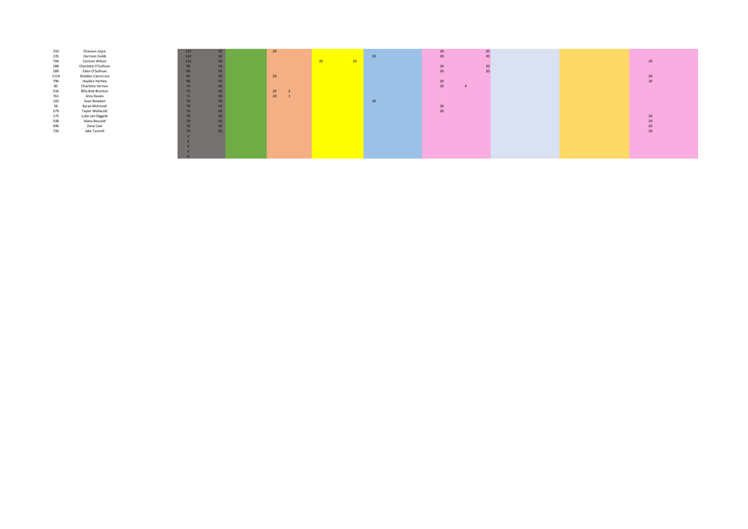| | | | | | | | | | | | | | | | |
|---|---|---|---|---|---|---|---|---|---|---|---|---|---|---|---|
| 333 | Shavaun Joyce | 110 | 50 | | 20 | | | | | 20 | | 20 | | | |
| 135 | Harrison Gubb | 110 | 50 | | | | | | 20 | 20 | | 20 | | | |
| 704 | Camren Wilson | 110 | 50 | | | | 20 | 20 | | | | | | | 20 |
| 288 | Charlotte O'Sullivan | 90 | 50 | | | | | | | 20 | | 20 | | | |
| 289 | Eden O'Sullivan | 90 | 50 | | | | | | | 20 | | 20 | | | |
| 1114 | Shelden Cairncross | 90 | 50 | | 20 | | | | | | | | | | 20 |
| 796 | Hayden Hartley | 90 | 50 | | | | | | | 20 | | | | | 20 |
| 85 | Charlotte Vernon | 74 | 50 | | | | | | | 20 | 4 | | | | |
| 516 | Billy Bob Brunton | 72 | 50 | | 20 | 2 | | | | | | | | | |
| 761 | Amy Davies | 71 | 50 | | 20 | 1 | | | | | | | | | |
| 143 | Sean Bowden | 70 | 50 | | | | | | 20 | | | | | | |
| 56 | Kyran McIntosh | 70 | 50 | | | | | | | 20 | | | | | |
| 579 | Taylor Wellacott | 70 | 50 | | | | | | | 20 | | | | | |
| 175 | Luke van Diggele | 70 | 50 | | | | | | | | | | | | 20 |
| 338 | Alana Bouzaid | 70 | 50 | | | | | | | | | | | | 20 |
| 496 | Zena Cole | 70 | 50 | | | | | | | | | | | | 20 |
| 726 | Jake Tunnell | 70 | 50 | | | | | | | | | | | | 20 |
| | | 0 | | | | | | | | | | | | | |
| | | 0 | | | | | | | | | | | | | |
| | | 0 | | | | | | | | | | | | | |
| | | 0 | | | | | | | | | | | | | |
| | | 0 | | | | | | | | | | | | | |